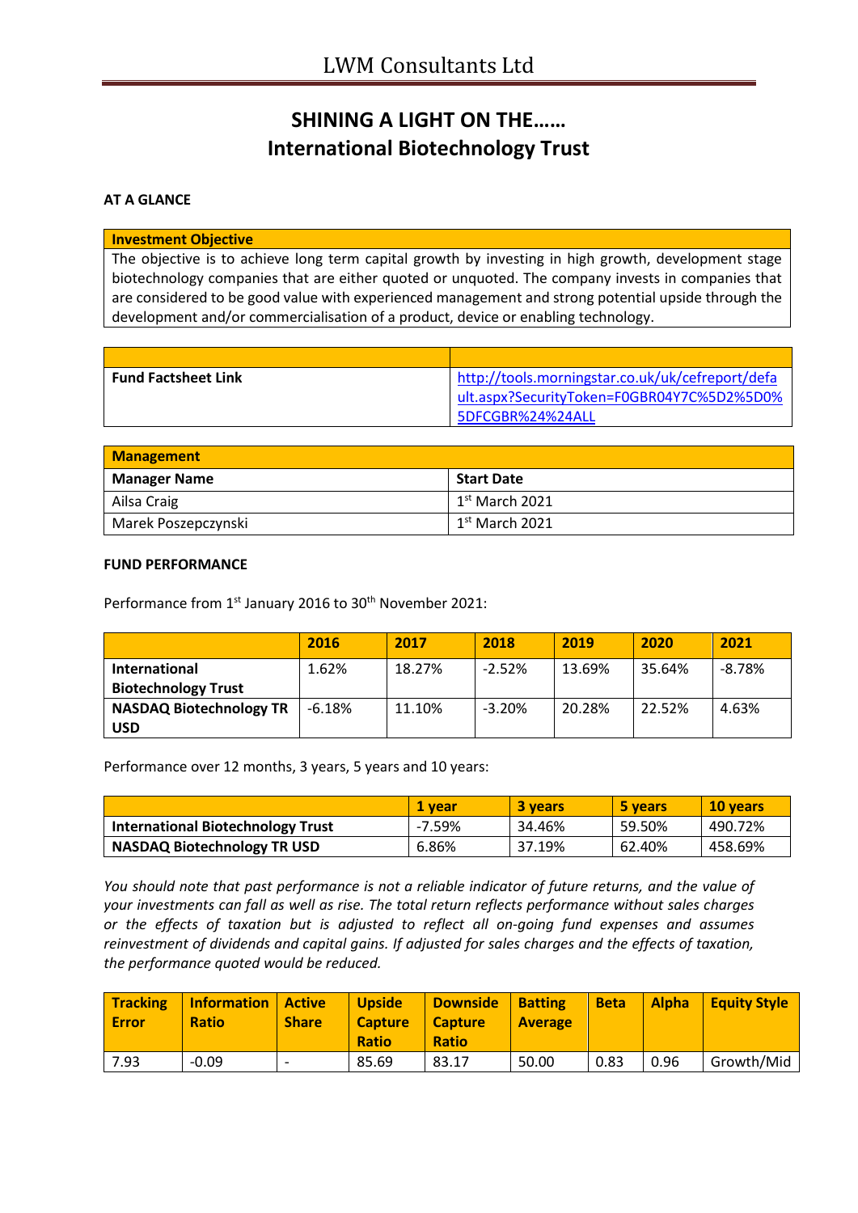# LWM Consultants Ltd

## SHINING A LIGHT ON THE……
## International Biotechnology Trust

**AT A GLANCE**

| **Investment Objective** |
|---|
| The objective is to achieve long term capital growth by investing in high growth, development stage biotechnology companies that are either quoted or unquoted. The company invests in companies that are considered to be good value with experienced management and strong potential upside through the development and/or commercialisation of a product, device or enabling technology. |

| | |
|---|---|
| **Fund Factsheet Link** | http://tools.morningstar.co.uk/uk/cefreport/default.aspx?SecurityToken=F0GBR04Y7C%5D2%5D0%5DFCGBR%24%24ALL |

| **Management** | |
|---|---|
| **Manager Name** | **Start Date** |
| Ailsa Craig | 1st March 2021 |
| Marek Poszepczynski | 1st March 2021 |

**FUND PERFORMANCE**

Performance from 1st January 2016 to 30th November 2021:

| | 2016 | 2017 | 2018 | 2019 | 2020 | 2021 |
|---|---|---|---|---|---|---|
| **International Biotechnology Trust** | 1.62% | 18.27% | -2.52% | 13.69% | 35.64% | -8.78% |
| **NASDAQ Biotechnology TR USD** | -6.18% | 11.10% | -3.20% | 20.28% | 22.52% | 4.63% |

Performance over 12 months, 3 years, 5 years and 10 years:

| | 1 year | 3 years | 5 years | 10 years |
|---|---|---|---|---|
| **International Biotechnology Trust** | -7.59% | 34.46% | 59.50% | 490.72% |
| **NASDAQ Biotechnology TR USD** | 6.86% | 37.19% | 62.40% | 458.69% |

*You should note that past performance is not a reliable indicator of future returns, and the value of your investments can fall as well as rise. The total return reflects performance without sales charges or the effects of taxation but is adjusted to reflect all on-going fund expenses and assumes reinvestment of dividends and capital gains. If adjusted for sales charges and the effects of taxation, the performance quoted would be reduced.*

| Tracking Error | Information Ratio | Active Share | Upside Capture Ratio | Downside Capture Ratio | Batting Average | Beta | Alpha | Equity Style |
|---|---|---|---|---|---|---|---|---|
| 7.93 | -0.09 | - | 85.69 | 83.17 | 50.00 | 0.83 | 0.96 | Growth/Mid |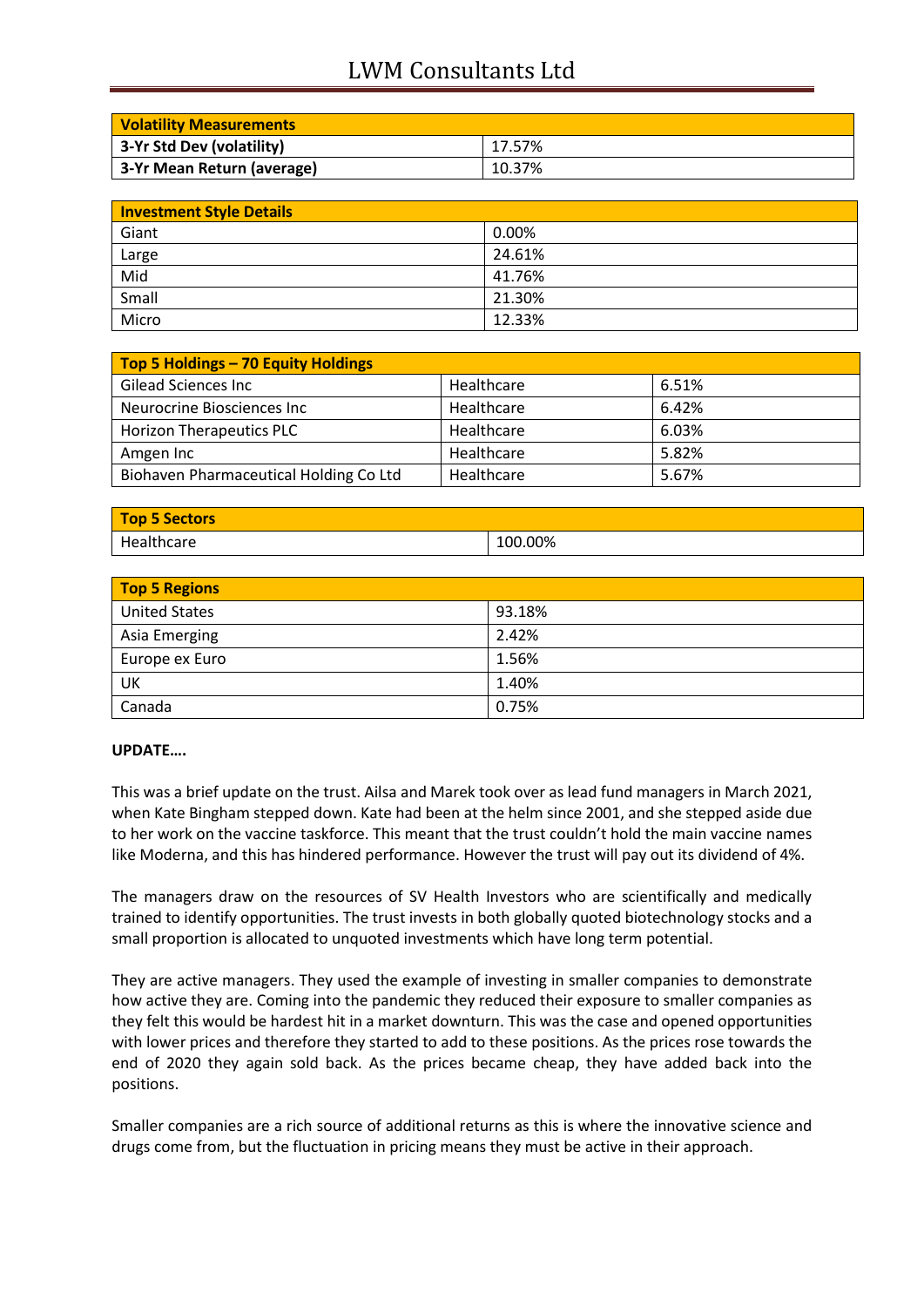| Volatility Measurements | |
|---|---|
| 3-Yr Std Dev (volatility) | 17.57% |
| 3-Yr Mean Return (average) | 10.37% |

| Investment Style Details | |
|---|---|
| Giant | 0.00% |
| Large | 24.61% |
| Mid | 41.76% |
| Small | 21.30% |
| Micro | 12.33% |

| Top 5 Holdings – 70 Equity Holdings | | |
|---|---|---|
| Gilead Sciences Inc | Healthcare | 6.51% |
| Neurocrine Biosciences Inc | Healthcare | 6.42% |
| Horizon Therapeutics PLC | Healthcare | 6.03% |
| Amgen Inc | Healthcare | 5.82% |
| Biohaven Pharmaceutical Holding Co Ltd | Healthcare | 5.67% |

| Top 5 Sectors | |
|---|---|
| Healthcare | 100.00% |

| Top 5 Regions | |
|---|---|
| United States | 93.18% |
| Asia Emerging | 2.42% |
| Europe ex Euro | 1.56% |
| UK | 1.40% |
| Canada | 0.75% |

**UPDATE….**

This was a brief update on the trust. Ailsa and Marek took over as lead fund managers in March 2021, when Kate Bingham stepped down. Kate had been at the helm since 2001, and she stepped aside due to her work on the vaccine taskforce. This meant that the trust couldn't hold the main vaccine names like Moderna, and this has hindered performance. However the trust will pay out its dividend of 4%.

The managers draw on the resources of SV Health Investors who are scientifically and medically trained to identify opportunities. The trust invests in both globally quoted biotechnology stocks and a small proportion is allocated to unquoted investments which have long term potential.

They are active managers. They used the example of investing in smaller companies to demonstrate how active they are. Coming into the pandemic they reduced their exposure to smaller companies as they felt this would be hardest hit in a market downturn. This was the case and opened opportunities with lower prices and therefore they started to add to these positions. As the prices rose towards the end of 2020 they again sold back. As the prices became cheap, they have added back into the positions.

Smaller companies are a rich source of additional returns as this is where the innovative science and drugs come from, but the fluctuation in pricing means they must be active in their approach.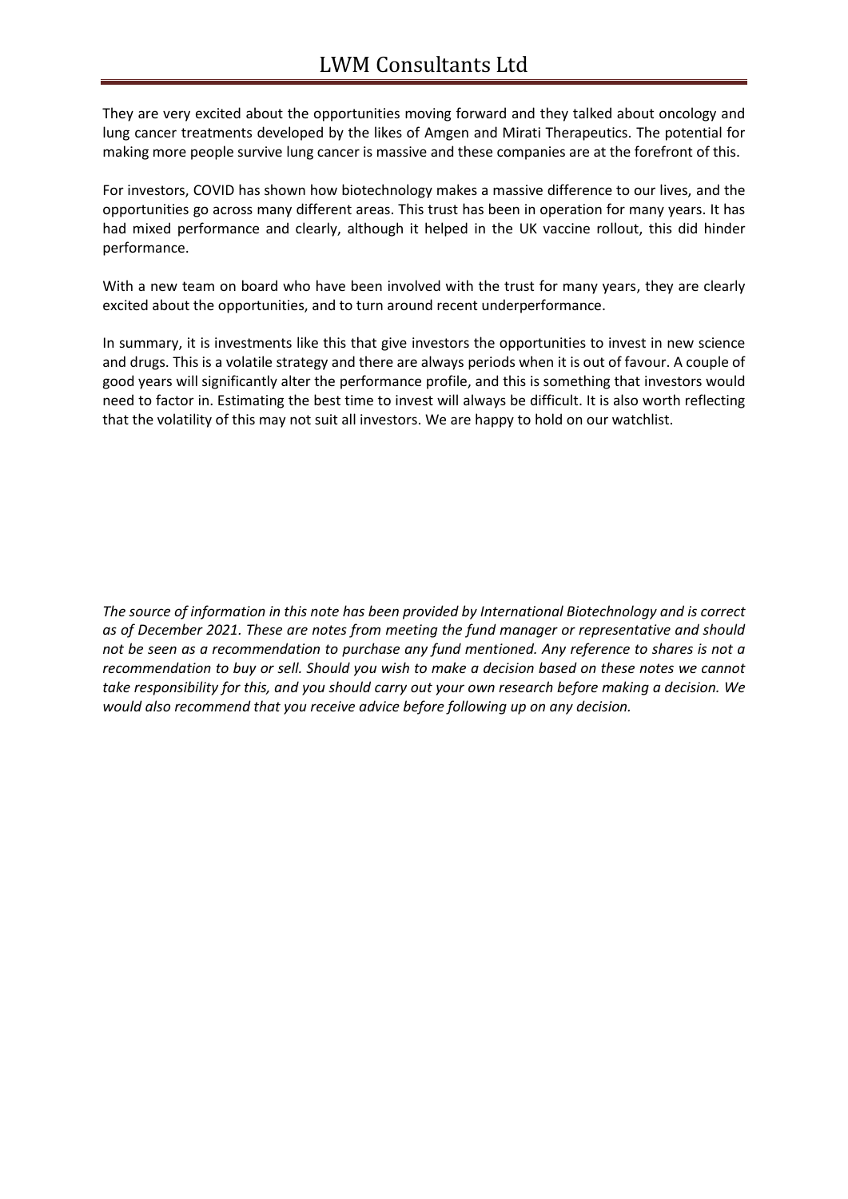They are very excited about the opportunities moving forward and they talked about oncology and lung cancer treatments developed by the likes of Amgen and Mirati Therapeutics. The potential for making more people survive lung cancer is massive and these companies are at the forefront of this.

For investors, COVID has shown how biotechnology makes a massive difference to our lives, and the opportunities go across many different areas. This trust has been in operation for many years. It has had mixed performance and clearly, although it helped in the UK vaccine rollout, this did hinder performance.

With a new team on board who have been involved with the trust for many years, they are clearly excited about the opportunities, and to turn around recent underperformance.

In summary, it is investments like this that give investors the opportunities to invest in new science and drugs. This is a volatile strategy and there are always periods when it is out of favour. A couple of good years will significantly alter the performance profile, and this is something that investors would need to factor in. Estimating the best time to invest will always be difficult. It is also worth reflecting that the volatility of this may not suit all investors. We are happy to hold on our watchlist.

*The source of information in this note has been provided by International Biotechnology and is correct as of December 2021. These are notes from meeting the fund manager or representative and should not be seen as a recommendation to purchase any fund mentioned. Any reference to shares is not a recommendation to buy or sell. Should you wish to make a decision based on these notes we cannot take responsibility for this, and you should carry out your own research before making a decision. We would also recommend that you receive advice before following up on any decision.*